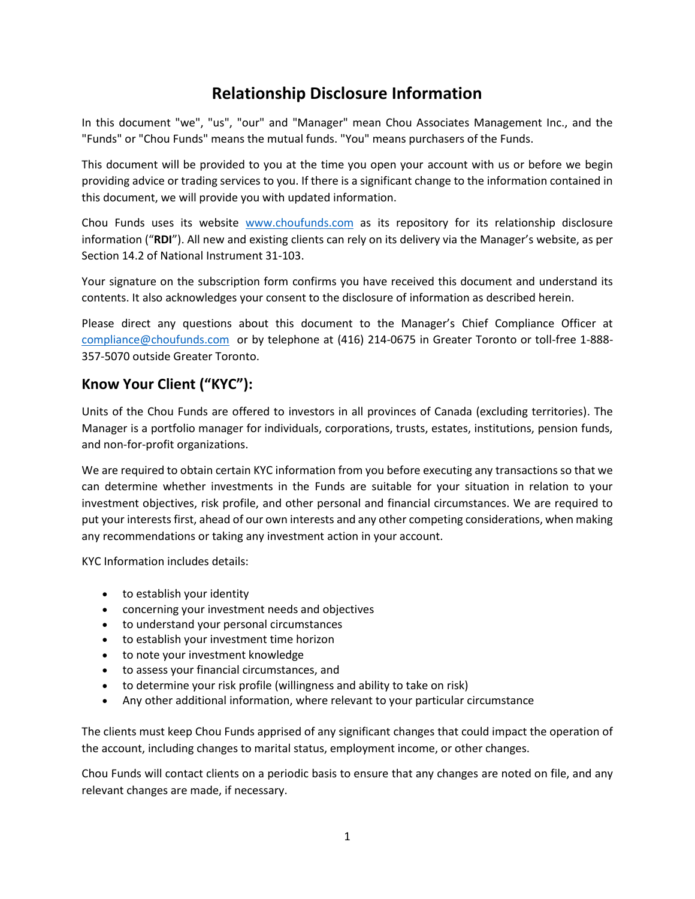# Relationship Disclosure Information

In this document "we", "us", "our" and "Manager" mean Chou Associates Management Inc., and the "Funds" or "Chou Funds" means the mutual funds. "You" means purchasers of the Funds.

This document will be provided to you at the time you open your account with us or before we begin providing advice or trading services to you. If there is a significant change to the information contained in this document, we will provide you with updated information.

Chou Funds uses its website www.choufunds.com as its repository for its relationship disclosure information ("**RDI**"). All new and existing clients can rely on its delivery via the Manager's website, as per Section 14.2 of National Instrument 31-103.

Your signature on the subscription form confirms you have received this document and understand its contents. It also acknowledges your consent to the disclosure of information as described herein.

Please direct any questions about this document to the Manager's Chief Compliance Officer at compliance@choufunds.com or by telephone at (416) 214-0675 in Greater Toronto or toll-free 1-888-357-5070 outside Greater Toronto.

## Know Your Client ("KYC"):

Units of the Chou Funds are offered to investors in all provinces of Canada (excluding territories). The Manager is a portfolio manager for individuals, corporations, trusts, estates, institutions, pension funds, and non-for-profit organizations.

We are required to obtain certain KYC information from you before executing any transactions so that we can determine whether investments in the Funds are suitable for your situation in relation to your investment objectives, risk profile, and other personal and financial circumstances. We are required to put your interests first, ahead of our own interests and any other competing considerations, when making any recommendations or taking any investment action in your account.

KYC Information includes details:

- to establish your identity
- concerning your investment needs and objectives
- to understand your personal circumstances
- to establish your investment time horizon
- to note your investment knowledge
- to assess your financial circumstances, and
- to determine your risk profile (willingness and ability to take on risk)
- Any other additional information, where relevant to your particular circumstance

The clients must keep Chou Funds apprised of any significant changes that could impact the operation of the account, including changes to marital status, employment income, or other changes.

Chou Funds will contact clients on a periodic basis to ensure that any changes are noted on file, and any relevant changes are made, if necessary.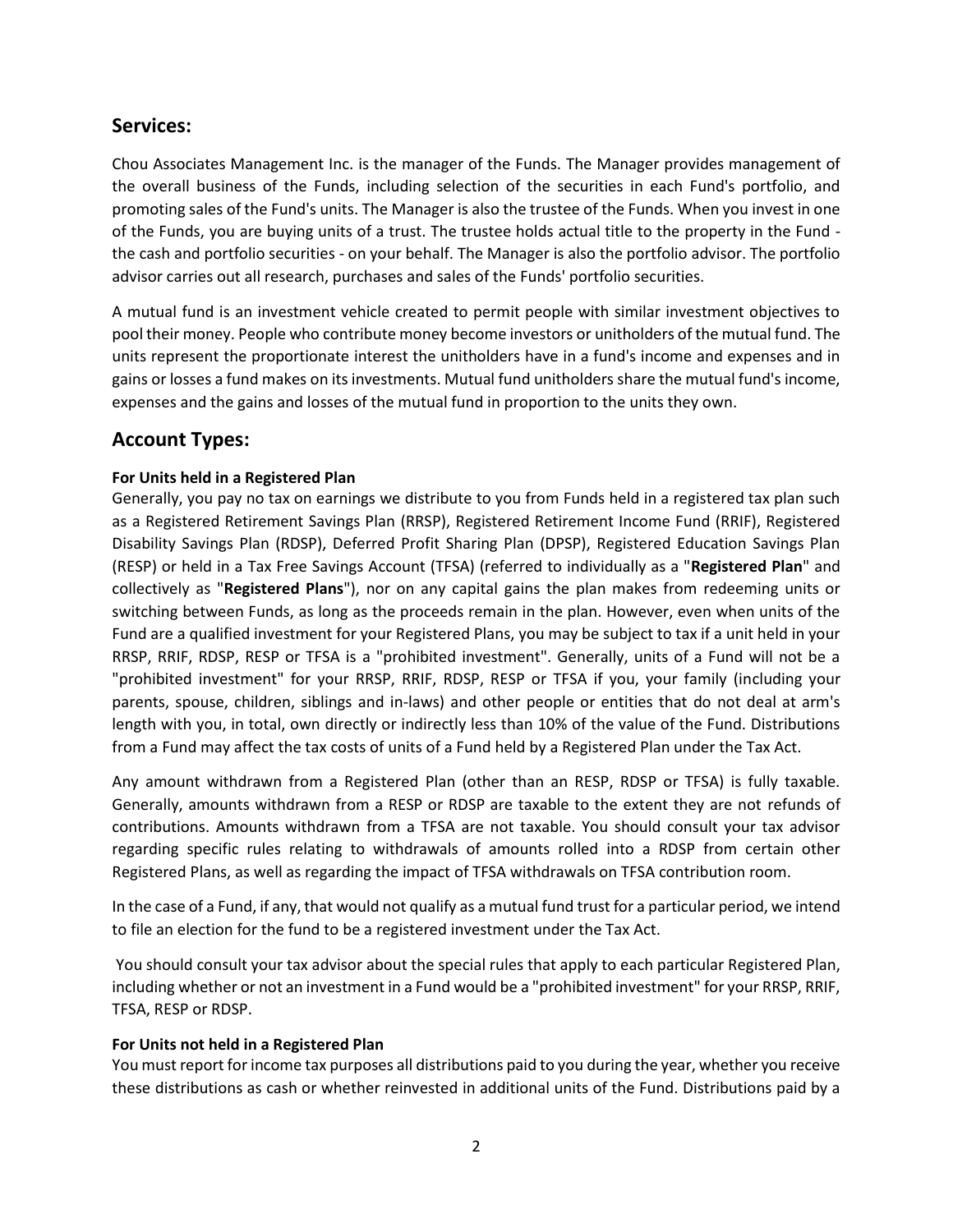## Services:

Chou Associates Management Inc. is the manager of the Funds. The Manager provides management of the overall business of the Funds, including selection of the securities in each Fund's portfolio, and promoting sales of the Fund's units. The Manager is also the trustee of the Funds. When you invest in one of the Funds, you are buying units of a trust. The trustee holds actual title to the property in the Fund - the cash and portfolio securities - on your behalf. The Manager is also the portfolio advisor. The portfolio advisor carries out all research, purchases and sales of the Funds' portfolio securities.

A mutual fund is an investment vehicle created to permit people with similar investment objectives to pool their money. People who contribute money become investors or unitholders of the mutual fund. The units represent the proportionate interest the unitholders have in a fund's income and expenses and in gains or losses a fund makes on its investments. Mutual fund unitholders share the mutual fund's income, expenses and the gains and losses of the mutual fund in proportion to the units they own.

## Account Types:

**For Units held in a Registered Plan**

Generally, you pay no tax on earnings we distribute to you from Funds held in a registered tax plan such as a Registered Retirement Savings Plan (RRSP), Registered Retirement Income Fund (RRIF), Registered Disability Savings Plan (RDSP), Deferred Profit Sharing Plan (DPSP), Registered Education Savings Plan (RESP) or held in a Tax Free Savings Account (TFSA) (referred to individually as a "**Registered Plan**" and collectively as "**Registered Plans**"), nor on any capital gains the plan makes from redeeming units or switching between Funds, as long as the proceeds remain in the plan. However, even when units of the Fund are a qualified investment for your Registered Plans, you may be subject to tax if a unit held in your RRSP, RRIF, RDSP, RESP or TFSA is a "prohibited investment". Generally, units of a Fund will not be a "prohibited investment" for your RRSP, RRIF, RDSP, RESP or TFSA if you, your family (including your parents, spouse, children, siblings and in-laws) and other people or entities that do not deal at arm's length with you, in total, own directly or indirectly less than 10% of the value of the Fund. Distributions from a Fund may affect the tax costs of units of a Fund held by a Registered Plan under the Tax Act.

Any amount withdrawn from a Registered Plan (other than an RESP, RDSP or TFSA) is fully taxable. Generally, amounts withdrawn from a RESP or RDSP are taxable to the extent they are not refunds of contributions. Amounts withdrawn from a TFSA are not taxable. You should consult your tax advisor regarding specific rules relating to withdrawals of amounts rolled into a RDSP from certain other Registered Plans, as well as regarding the impact of TFSA withdrawals on TFSA contribution room.

In the case of a Fund, if any, that would not qualify as a mutual fund trust for a particular period, we intend to file an election for the fund to be a registered investment under the Tax Act.

You should consult your tax advisor about the special rules that apply to each particular Registered Plan, including whether or not an investment in a Fund would be a "prohibited investment" for your RRSP, RRIF, TFSA, RESP or RDSP.

**For Units not held in a Registered Plan**

You must report for income tax purposes all distributions paid to you during the year, whether you receive these distributions as cash or whether reinvested in additional units of the Fund. Distributions paid by a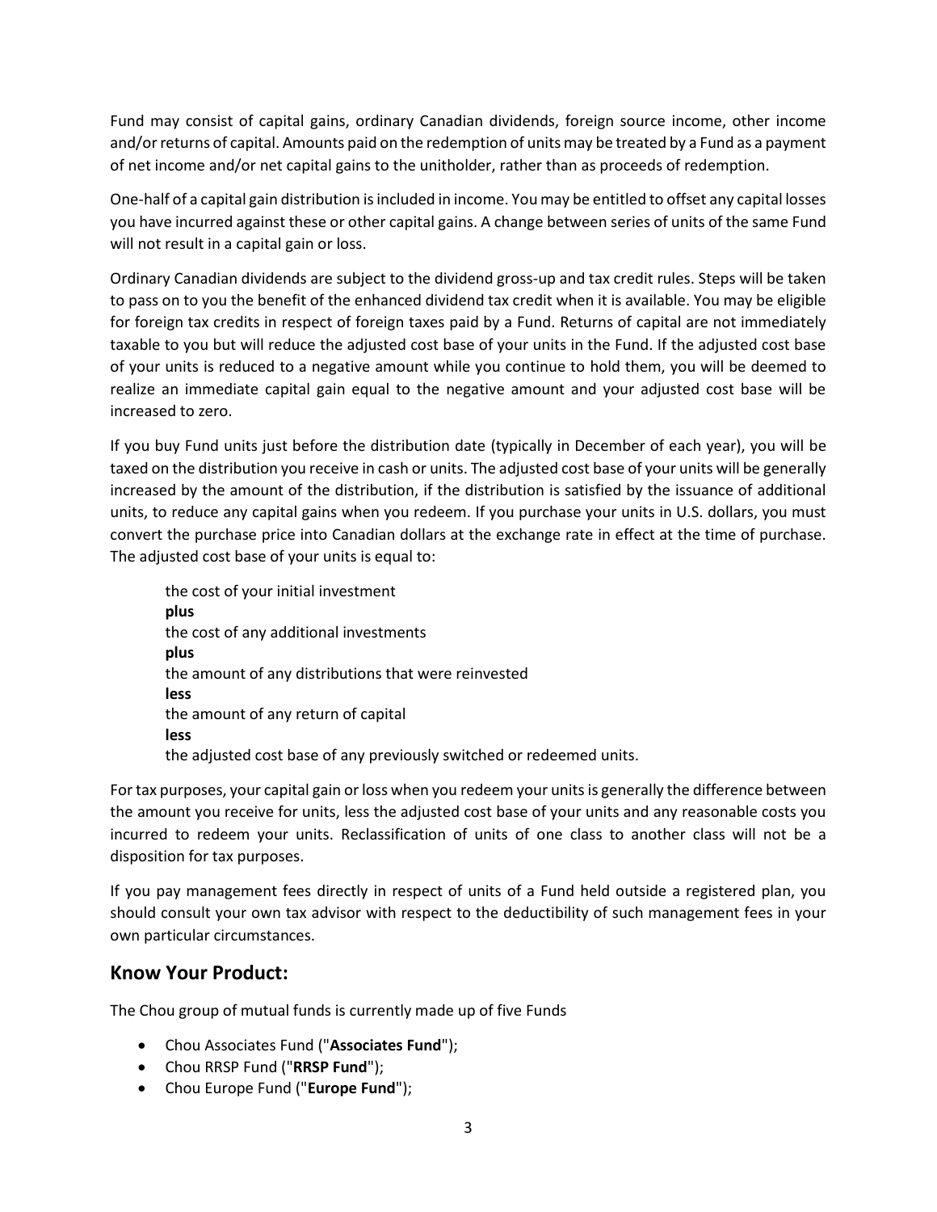Fund may consist of capital gains, ordinary Canadian dividends, foreign source income, other income and/or returns of capital. Amounts paid on the redemption of units may be treated by a Fund as a payment of net income and/or net capital gains to the unitholder, rather than as proceeds of redemption.

One-half of a capital gain distribution is included in income. You may be entitled to offset any capital losses you have incurred against these or other capital gains. A change between series of units of the same Fund will not result in a capital gain or loss.

Ordinary Canadian dividends are subject to the dividend gross-up and tax credit rules. Steps will be taken to pass on to you the benefit of the enhanced dividend tax credit when it is available. You may be eligible for foreign tax credits in respect of foreign taxes paid by a Fund. Returns of capital are not immediately taxable to you but will reduce the adjusted cost base of your units in the Fund. If the adjusted cost base of your units is reduced to a negative amount while you continue to hold them, you will be deemed to realize an immediate capital gain equal to the negative amount and your adjusted cost base will be increased to zero.

If you buy Fund units just before the distribution date (typically in December of each year), you will be taxed on the distribution you receive in cash or units. The adjusted cost base of your units will be generally increased by the amount of the distribution, if the distribution is satisfied by the issuance of additional units, to reduce any capital gains when you redeem. If you purchase your units in U.S. dollars, you must convert the purchase price into Canadian dollars at the exchange rate in effect at the time of purchase. The adjusted cost base of your units is equal to:

> the cost of your initial investment
> **plus**
> the cost of any additional investments
> **plus**
> the amount of any distributions that were reinvested
> **less**
> the amount of any return of capital
> **less**
> the adjusted cost base of any previously switched or redeemed units.

For tax purposes, your capital gain or loss when you redeem your units is generally the difference between the amount you receive for units, less the adjusted cost base of your units and any reasonable costs you incurred to redeem your units. Reclassification of units of one class to another class will not be a disposition for tax purposes.

If you pay management fees directly in respect of units of a Fund held outside a registered plan, you should consult your own tax advisor with respect to the deductibility of such management fees in your own particular circumstances.

## Know Your Product:

The Chou group of mutual funds is currently made up of five Funds

- Chou Associates Fund ("**Associates Fund**");
- Chou RRSP Fund ("**RRSP Fund**");
- Chou Europe Fund ("**Europe Fund**");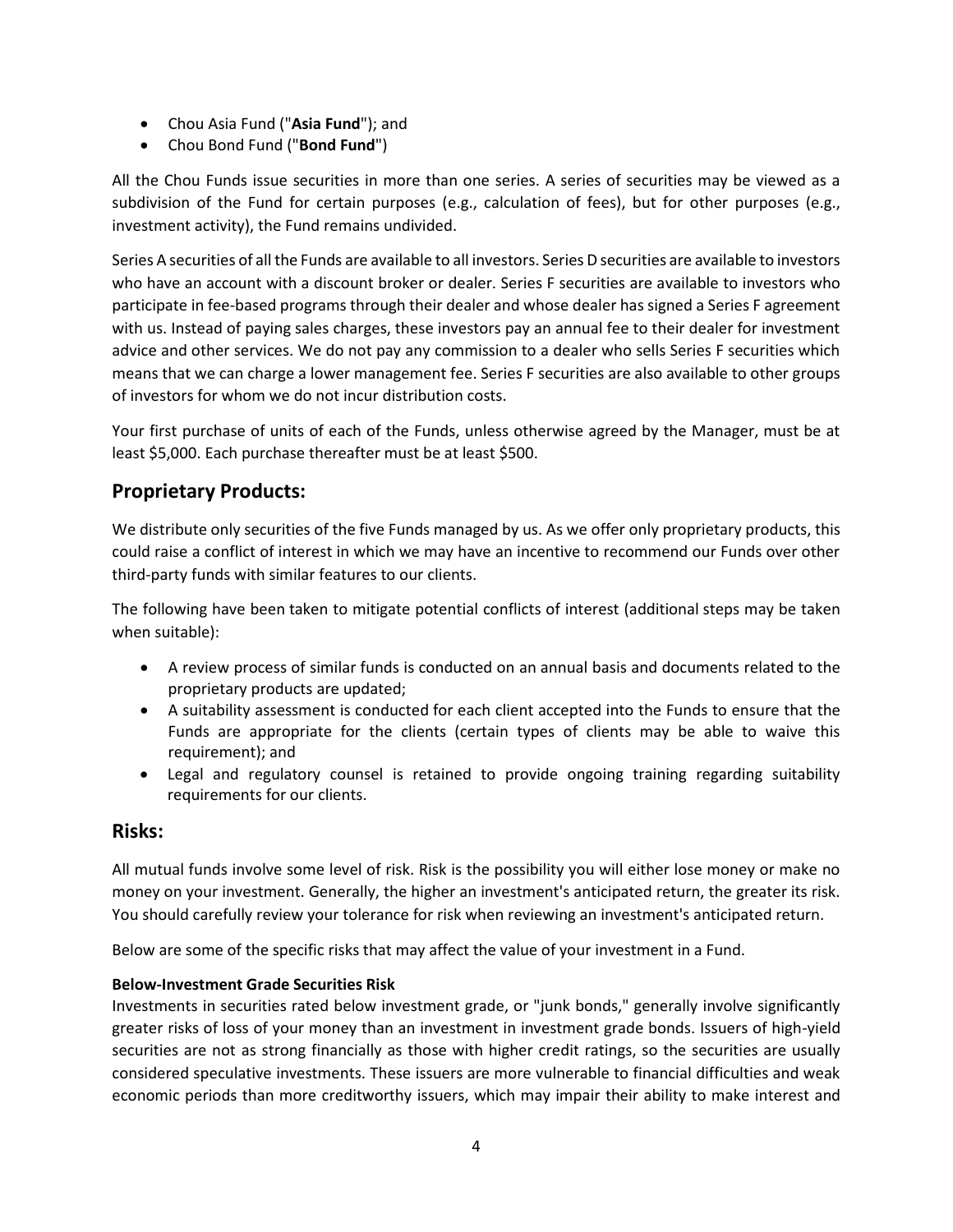- Chou Asia Fund ("**Asia Fund**"); and
- Chou Bond Fund ("**Bond Fund**")

All the Chou Funds issue securities in more than one series. A series of securities may be viewed as a subdivision of the Fund for certain purposes (e.g., calculation of fees), but for other purposes (e.g., investment activity), the Fund remains undivided.

Series A securities of all the Funds are available to all investors. Series D securities are available to investors who have an account with a discount broker or dealer. Series F securities are available to investors who participate in fee-based programs through their dealer and whose dealer has signed a Series F agreement with us. Instead of paying sales charges, these investors pay an annual fee to their dealer for investment advice and other services. We do not pay any commission to a dealer who sells Series F securities which means that we can charge a lower management fee. Series F securities are also available to other groups of investors for whom we do not incur distribution costs.

Your first purchase of units of each of the Funds, unless otherwise agreed by the Manager, must be at least $5,000. Each purchase thereafter must be at least $500.

## Proprietary Products:

We distribute only securities of the five Funds managed by us. As we offer only proprietary products, this could raise a conflict of interest in which we may have an incentive to recommend our Funds over other third-party funds with similar features to our clients.

The following have been taken to mitigate potential conflicts of interest (additional steps may be taken when suitable):

- A review process of similar funds is conducted on an annual basis and documents related to the proprietary products are updated;
- A suitability assessment is conducted for each client accepted into the Funds to ensure that the Funds are appropriate for the clients (certain types of clients may be able to waive this requirement); and
- Legal and regulatory counsel is retained to provide ongoing training regarding suitability requirements for our clients.

## Risks:

All mutual funds involve some level of risk. Risk is the possibility you will either lose money or make no money on your investment. Generally, the higher an investment's anticipated return, the greater its risk. You should carefully review your tolerance for risk when reviewing an investment's anticipated return.

Below are some of the specific risks that may affect the value of your investment in a Fund.

**Below-Investment Grade Securities Risk**
Investments in securities rated below investment grade, or "junk bonds," generally involve significantly greater risks of loss of your money than an investment in investment grade bonds. Issuers of high-yield securities are not as strong financially as those with higher credit ratings, so the securities are usually considered speculative investments. These issuers are more vulnerable to financial difficulties and weak economic periods than more creditworthy issuers, which may impair their ability to make interest and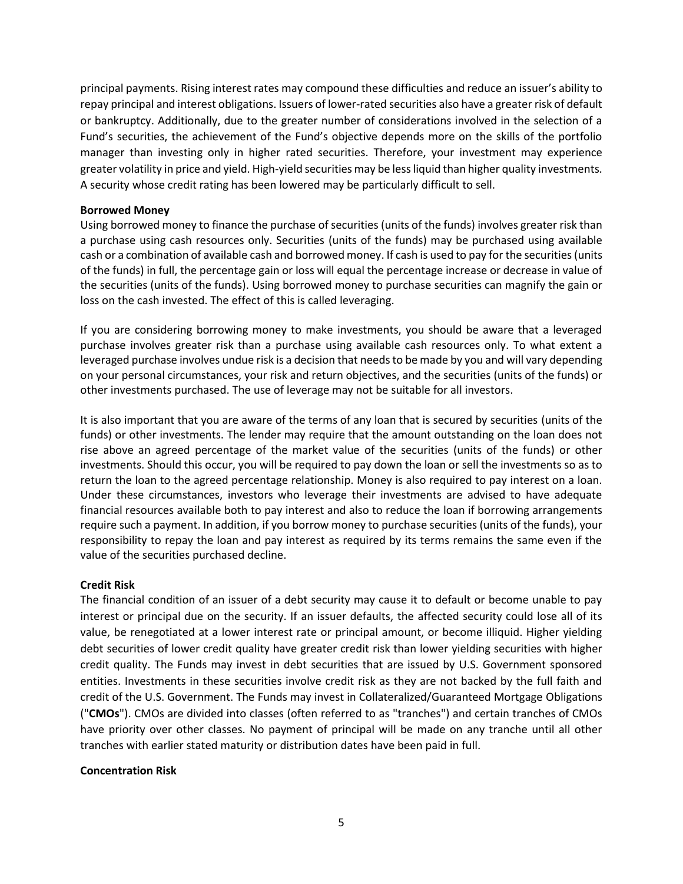principal payments. Rising interest rates may compound these difficulties and reduce an issuer's ability to repay principal and interest obligations. Issuers of lower-rated securities also have a greater risk of default or bankruptcy. Additionally, due to the greater number of considerations involved in the selection of a Fund's securities, the achievement of the Fund's objective depends more on the skills of the portfolio manager than investing only in higher rated securities. Therefore, your investment may experience greater volatility in price and yield. High-yield securities may be less liquid than higher quality investments. A security whose credit rating has been lowered may be particularly difficult to sell.

**Borrowed Money**

Using borrowed money to finance the purchase of securities (units of the funds) involves greater risk than a purchase using cash resources only. Securities (units of the funds) may be purchased using available cash or a combination of available cash and borrowed money. If cash is used to pay for the securities (units of the funds) in full, the percentage gain or loss will equal the percentage increase or decrease in value of the securities (units of the funds). Using borrowed money to purchase securities can magnify the gain or loss on the cash invested. The effect of this is called leveraging.

If you are considering borrowing money to make investments, you should be aware that a leveraged purchase involves greater risk than a purchase using available cash resources only. To what extent a leveraged purchase involves undue risk is a decision that needs to be made by you and will vary depending on your personal circumstances, your risk and return objectives, and the securities (units of the funds) or other investments purchased. The use of leverage may not be suitable for all investors.

It is also important that you are aware of the terms of any loan that is secured by securities (units of the funds) or other investments. The lender may require that the amount outstanding on the loan does not rise above an agreed percentage of the market value of the securities (units of the funds) or other investments. Should this occur, you will be required to pay down the loan or sell the investments so as to return the loan to the agreed percentage relationship. Money is also required to pay interest on a loan. Under these circumstances, investors who leverage their investments are advised to have adequate financial resources available both to pay interest and also to reduce the loan if borrowing arrangements require such a payment. In addition, if you borrow money to purchase securities (units of the funds), your responsibility to repay the loan and pay interest as required by its terms remains the same even if the value of the securities purchased decline.

**Credit Risk**

The financial condition of an issuer of a debt security may cause it to default or become unable to pay interest or principal due on the security. If an issuer defaults, the affected security could lose all of its value, be renegotiated at a lower interest rate or principal amount, or become illiquid. Higher yielding debt securities of lower credit quality have greater credit risk than lower yielding securities with higher credit quality. The Funds may invest in debt securities that are issued by U.S. Government sponsored entities. Investments in these securities involve credit risk as they are not backed by the full faith and credit of the U.S. Government. The Funds may invest in Collateralized/Guaranteed Mortgage Obligations ("**CMOs**"). CMOs are divided into classes (often referred to as "tranches") and certain tranches of CMOs have priority over other classes. No payment of principal will be made on any tranche until all other tranches with earlier stated maturity or distribution dates have been paid in full.

**Concentration Risk**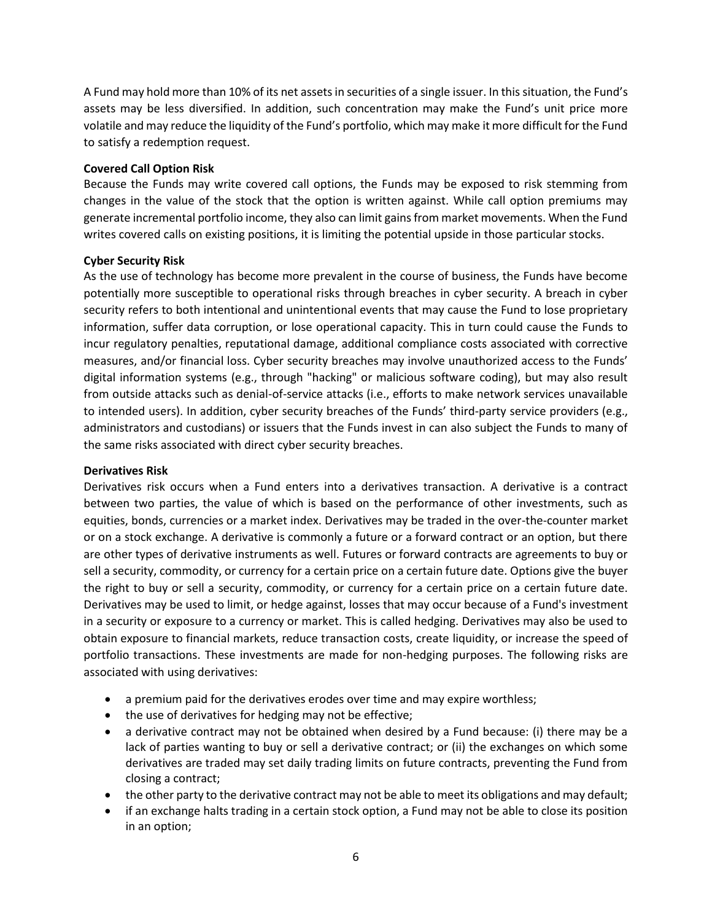A Fund may hold more than 10% of its net assets in securities of a single issuer. In this situation, the Fund's assets may be less diversified. In addition, such concentration may make the Fund's unit price more volatile and may reduce the liquidity of the Fund's portfolio, which may make it more difficult for the Fund to satisfy a redemption request.

**Covered Call Option Risk**

Because the Funds may write covered call options, the Funds may be exposed to risk stemming from changes in the value of the stock that the option is written against. While call option premiums may generate incremental portfolio income, they also can limit gains from market movements. When the Fund writes covered calls on existing positions, it is limiting the potential upside in those particular stocks.

**Cyber Security Risk**

As the use of technology has become more prevalent in the course of business, the Funds have become potentially more susceptible to operational risks through breaches in cyber security. A breach in cyber security refers to both intentional and unintentional events that may cause the Fund to lose proprietary information, suffer data corruption, or lose operational capacity. This in turn could cause the Funds to incur regulatory penalties, reputational damage, additional compliance costs associated with corrective measures, and/or financial loss. Cyber security breaches may involve unauthorized access to the Funds' digital information systems (e.g., through "hacking" or malicious software coding), but may also result from outside attacks such as denial-of-service attacks (i.e., efforts to make network services unavailable to intended users). In addition, cyber security breaches of the Funds' third-party service providers (e.g., administrators and custodians) or issuers that the Funds invest in can also subject the Funds to many of the same risks associated with direct cyber security breaches.

**Derivatives Risk**

Derivatives risk occurs when a Fund enters into a derivatives transaction. A derivative is a contract between two parties, the value of which is based on the performance of other investments, such as equities, bonds, currencies or a market index. Derivatives may be traded in the over-the-counter market or on a stock exchange. A derivative is commonly a future or a forward contract or an option, but there are other types of derivative instruments as well. Futures or forward contracts are agreements to buy or sell a security, commodity, or currency for a certain price on a certain future date. Options give the buyer the right to buy or sell a security, commodity, or currency for a certain price on a certain future date. Derivatives may be used to limit, or hedge against, losses that may occur because of a Fund's investment in a security or exposure to a currency or market. This is called hedging. Derivatives may also be used to obtain exposure to financial markets, reduce transaction costs, create liquidity, or increase the speed of portfolio transactions. These investments are made for non-hedging purposes. The following risks are associated with using derivatives:

- a premium paid for the derivatives erodes over time and may expire worthless;
- the use of derivatives for hedging may not be effective;
- a derivative contract may not be obtained when desired by a Fund because: (i) there may be a lack of parties wanting to buy or sell a derivative contract; or (ii) the exchanges on which some derivatives are traded may set daily trading limits on future contracts, preventing the Fund from closing a contract;
- the other party to the derivative contract may not be able to meet its obligations and may default;
- if an exchange halts trading in a certain stock option, a Fund may not be able to close its position in an option;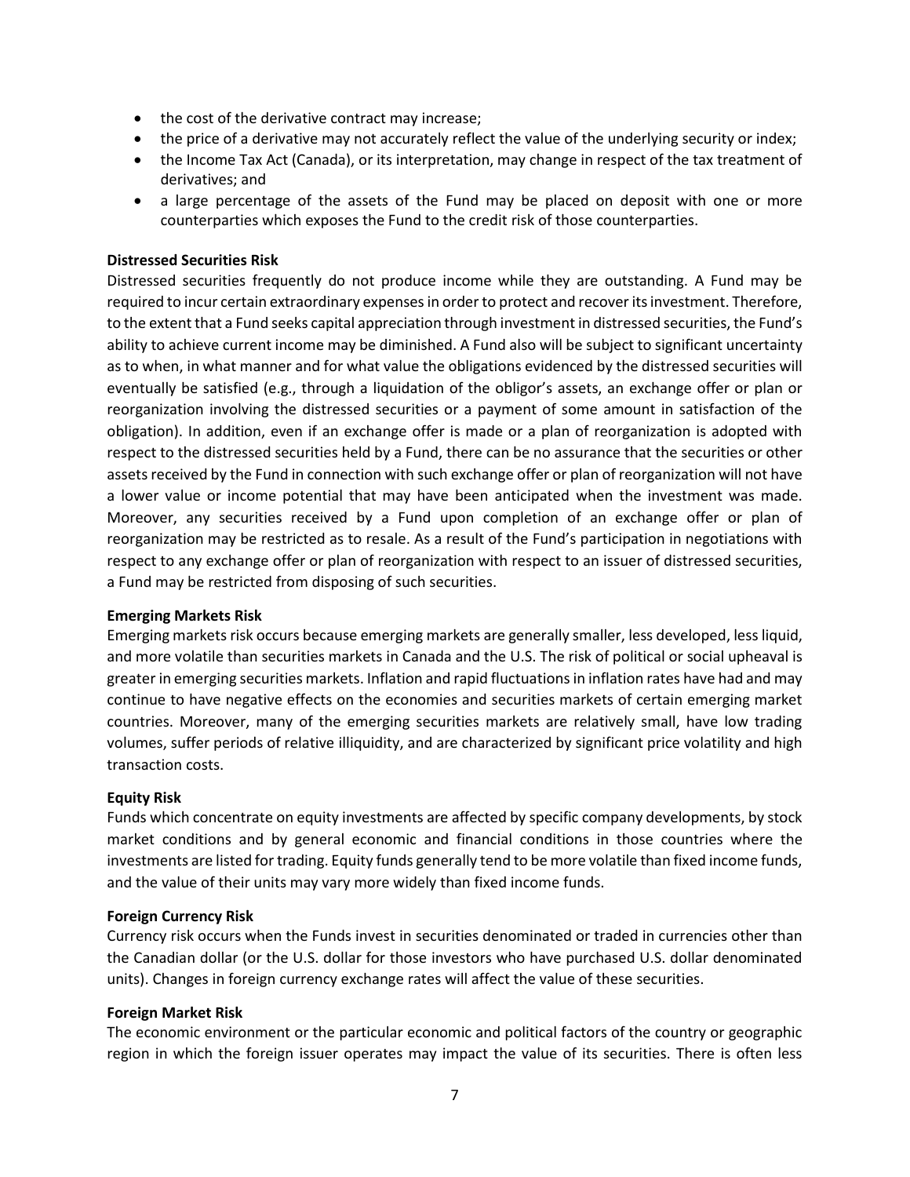- the cost of the derivative contract may increase;
- the price of a derivative may not accurately reflect the value of the underlying security or index;
- the Income Tax Act (Canada), or its interpretation, may change in respect of the tax treatment of derivatives; and
- a large percentage of the assets of the Fund may be placed on deposit with one or more counterparties which exposes the Fund to the credit risk of those counterparties.

**Distressed Securities Risk**

Distressed securities frequently do not produce income while they are outstanding. A Fund may be required to incur certain extraordinary expenses in order to protect and recover its investment. Therefore, to the extent that a Fund seeks capital appreciation through investment in distressed securities, the Fund's ability to achieve current income may be diminished. A Fund also will be subject to significant uncertainty as to when, in what manner and for what value the obligations evidenced by the distressed securities will eventually be satisfied (e.g., through a liquidation of the obligor's assets, an exchange offer or plan or reorganization involving the distressed securities or a payment of some amount in satisfaction of the obligation). In addition, even if an exchange offer is made or a plan of reorganization is adopted with respect to the distressed securities held by a Fund, there can be no assurance that the securities or other assets received by the Fund in connection with such exchange offer or plan of reorganization will not have a lower value or income potential that may have been anticipated when the investment was made. Moreover, any securities received by a Fund upon completion of an exchange offer or plan of reorganization may be restricted as to resale. As a result of the Fund's participation in negotiations with respect to any exchange offer or plan of reorganization with respect to an issuer of distressed securities, a Fund may be restricted from disposing of such securities.

**Emerging Markets Risk**

Emerging markets risk occurs because emerging markets are generally smaller, less developed, less liquid, and more volatile than securities markets in Canada and the U.S. The risk of political or social upheaval is greater in emerging securities markets. Inflation and rapid fluctuations in inflation rates have had and may continue to have negative effects on the economies and securities markets of certain emerging market countries. Moreover, many of the emerging securities markets are relatively small, have low trading volumes, suffer periods of relative illiquidity, and are characterized by significant price volatility and high transaction costs.

**Equity Risk**

Funds which concentrate on equity investments are affected by specific company developments, by stock market conditions and by general economic and financial conditions in those countries where the investments are listed for trading. Equity funds generally tend to be more volatile than fixed income funds, and the value of their units may vary more widely than fixed income funds.

**Foreign Currency Risk**

Currency risk occurs when the Funds invest in securities denominated or traded in currencies other than the Canadian dollar (or the U.S. dollar for those investors who have purchased U.S. dollar denominated units). Changes in foreign currency exchange rates will affect the value of these securities.

**Foreign Market Risk**

The economic environment or the particular economic and political factors of the country or geographic region in which the foreign issuer operates may impact the value of its securities. There is often less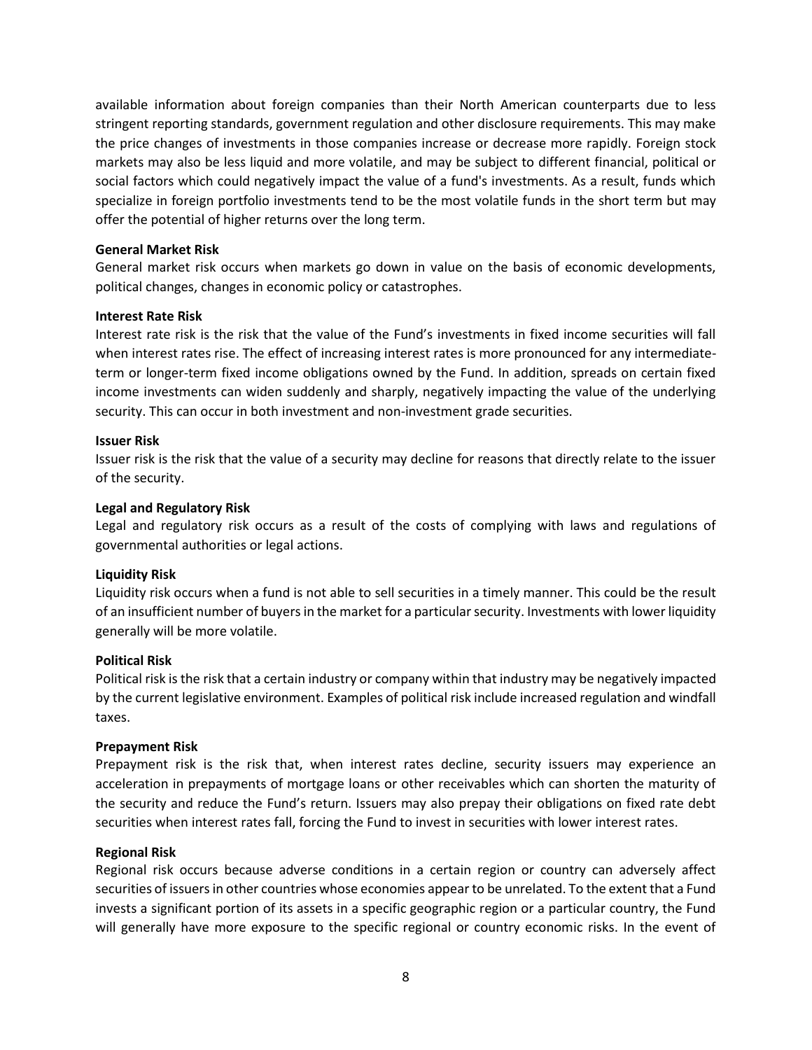available information about foreign companies than their North American counterparts due to less stringent reporting standards, government regulation and other disclosure requirements. This may make the price changes of investments in those companies increase or decrease more rapidly. Foreign stock markets may also be less liquid and more volatile, and may be subject to different financial, political or social factors which could negatively impact the value of a fund's investments. As a result, funds which specialize in foreign portfolio investments tend to be the most volatile funds in the short term but may offer the potential of higher returns over the long term.

**General Market Risk**

General market risk occurs when markets go down in value on the basis of economic developments, political changes, changes in economic policy or catastrophes.

**Interest Rate Risk**

Interest rate risk is the risk that the value of the Fund's investments in fixed income securities will fall when interest rates rise. The effect of increasing interest rates is more pronounced for any intermediate-term or longer-term fixed income obligations owned by the Fund. In addition, spreads on certain fixed income investments can widen suddenly and sharply, negatively impacting the value of the underlying security. This can occur in both investment and non-investment grade securities.

**Issuer Risk**

Issuer risk is the risk that the value of a security may decline for reasons that directly relate to the issuer of the security.

**Legal and Regulatory Risk**

Legal and regulatory risk occurs as a result of the costs of complying with laws and regulations of governmental authorities or legal actions.

**Liquidity Risk**

Liquidity risk occurs when a fund is not able to sell securities in a timely manner. This could be the result of an insufficient number of buyers in the market for a particular security. Investments with lower liquidity generally will be more volatile.

**Political Risk**

Political risk is the risk that a certain industry or company within that industry may be negatively impacted by the current legislative environment. Examples of political risk include increased regulation and windfall taxes.

**Prepayment Risk**

Prepayment risk is the risk that, when interest rates decline, security issuers may experience an acceleration in prepayments of mortgage loans or other receivables which can shorten the maturity of the security and reduce the Fund's return. Issuers may also prepay their obligations on fixed rate debt securities when interest rates fall, forcing the Fund to invest in securities with lower interest rates.

**Regional Risk**

Regional risk occurs because adverse conditions in a certain region or country can adversely affect securities of issuers in other countries whose economies appear to be unrelated. To the extent that a Fund invests a significant portion of its assets in a specific geographic region or a particular country, the Fund will generally have more exposure to the specific regional or country economic risks. In the event of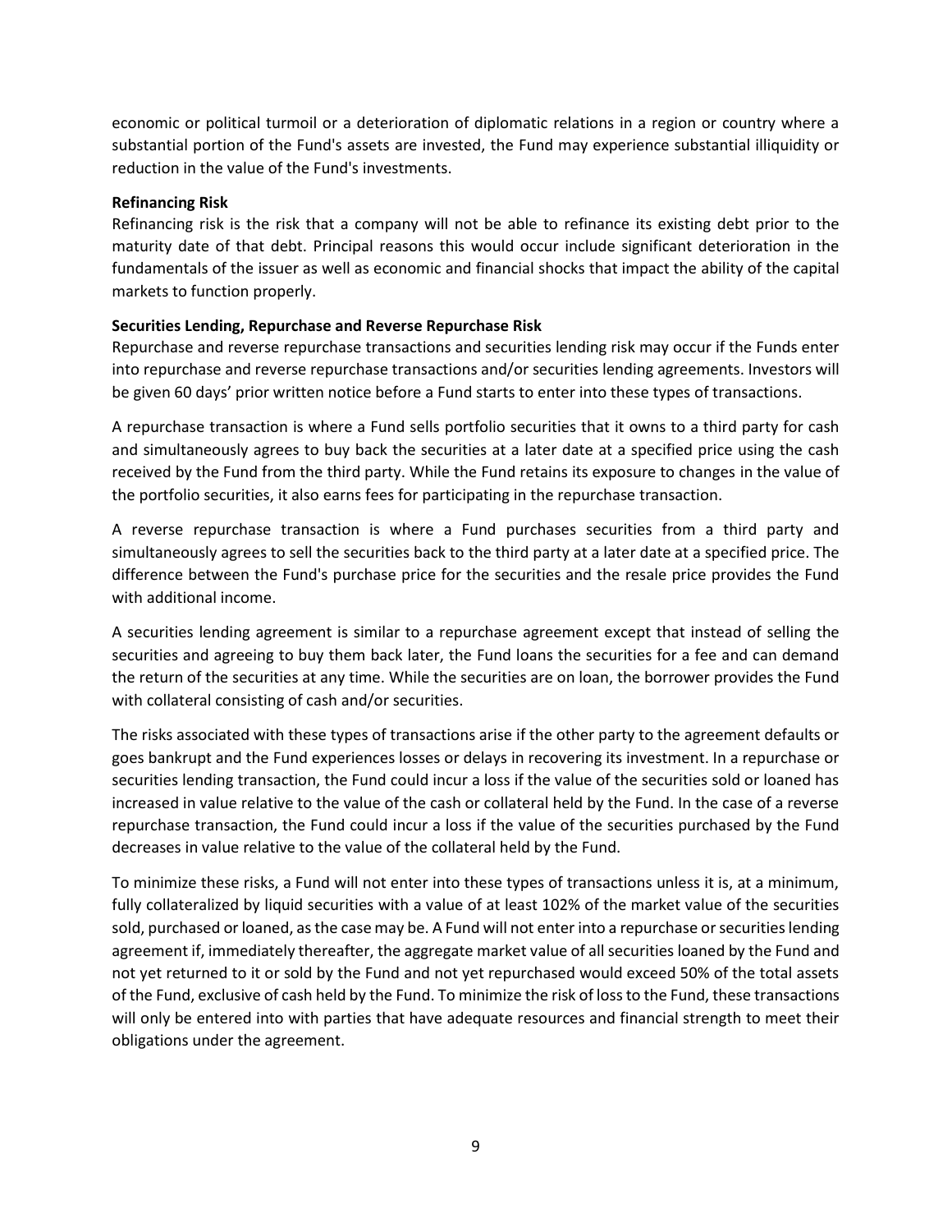economic or political turmoil or a deterioration of diplomatic relations in a region or country where a substantial portion of the Fund's assets are invested, the Fund may experience substantial illiquidity or reduction in the value of the Fund's investments.

**Refinancing Risk**

Refinancing risk is the risk that a company will not be able to refinance its existing debt prior to the maturity date of that debt. Principal reasons this would occur include significant deterioration in the fundamentals of the issuer as well as economic and financial shocks that impact the ability of the capital markets to function properly.

**Securities Lending, Repurchase and Reverse Repurchase Risk**

Repurchase and reverse repurchase transactions and securities lending risk may occur if the Funds enter into repurchase and reverse repurchase transactions and/or securities lending agreements. Investors will be given 60 days' prior written notice before a Fund starts to enter into these types of transactions.

A repurchase transaction is where a Fund sells portfolio securities that it owns to a third party for cash and simultaneously agrees to buy back the securities at a later date at a specified price using the cash received by the Fund from the third party. While the Fund retains its exposure to changes in the value of the portfolio securities, it also earns fees for participating in the repurchase transaction.

A reverse repurchase transaction is where a Fund purchases securities from a third party and simultaneously agrees to sell the securities back to the third party at a later date at a specified price. The difference between the Fund's purchase price for the securities and the resale price provides the Fund with additional income.

A securities lending agreement is similar to a repurchase agreement except that instead of selling the securities and agreeing to buy them back later, the Fund loans the securities for a fee and can demand the return of the securities at any time. While the securities are on loan, the borrower provides the Fund with collateral consisting of cash and/or securities.

The risks associated with these types of transactions arise if the other party to the agreement defaults or goes bankrupt and the Fund experiences losses or delays in recovering its investment. In a repurchase or securities lending transaction, the Fund could incur a loss if the value of the securities sold or loaned has increased in value relative to the value of the cash or collateral held by the Fund. In the case of a reverse repurchase transaction, the Fund could incur a loss if the value of the securities purchased by the Fund decreases in value relative to the value of the collateral held by the Fund.

To minimize these risks, a Fund will not enter into these types of transactions unless it is, at a minimum, fully collateralized by liquid securities with a value of at least 102% of the market value of the securities sold, purchased or loaned, as the case may be. A Fund will not enter into a repurchase or securities lending agreement if, immediately thereafter, the aggregate market value of all securities loaned by the Fund and not yet returned to it or sold by the Fund and not yet repurchased would exceed 50% of the total assets of the Fund, exclusive of cash held by the Fund. To minimize the risk of loss to the Fund, these transactions will only be entered into with parties that have adequate resources and financial strength to meet their obligations under the agreement.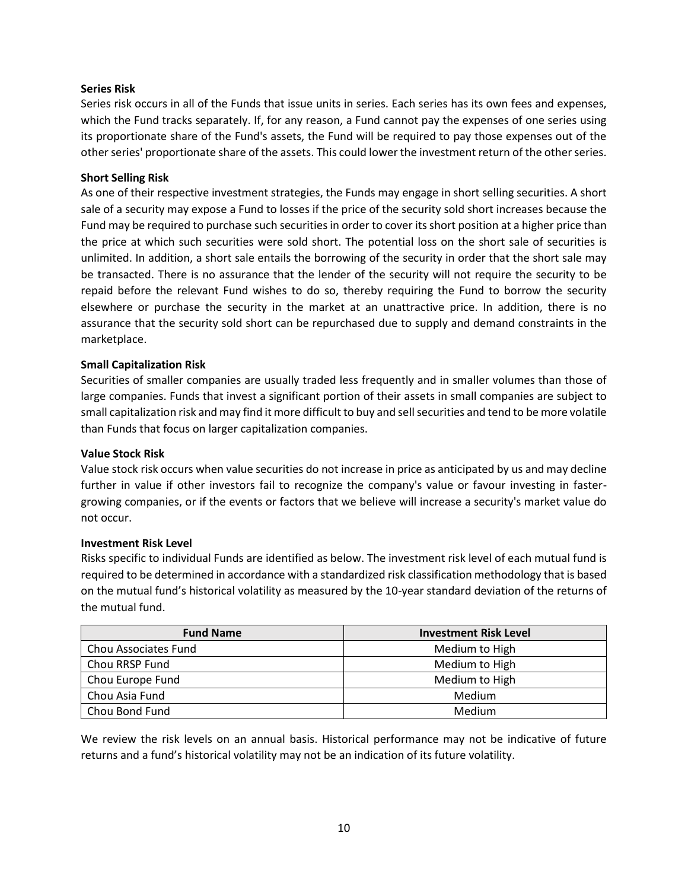**Series Risk**

Series risk occurs in all of the Funds that issue units in series. Each series has its own fees and expenses, which the Fund tracks separately. If, for any reason, a Fund cannot pay the expenses of one series using its proportionate share of the Fund's assets, the Fund will be required to pay those expenses out of the other series' proportionate share of the assets. This could lower the investment return of the other series.

**Short Selling Risk**

As one of their respective investment strategies, the Funds may engage in short selling securities. A short sale of a security may expose a Fund to losses if the price of the security sold short increases because the Fund may be required to purchase such securities in order to cover its short position at a higher price than the price at which such securities were sold short. The potential loss on the short sale of securities is unlimited. In addition, a short sale entails the borrowing of the security in order that the short sale may be transacted. There is no assurance that the lender of the security will not require the security to be repaid before the relevant Fund wishes to do so, thereby requiring the Fund to borrow the security elsewhere or purchase the security in the market at an unattractive price. In addition, there is no assurance that the security sold short can be repurchased due to supply and demand constraints in the marketplace.

**Small Capitalization Risk**

Securities of smaller companies are usually traded less frequently and in smaller volumes than those of large companies. Funds that invest a significant portion of their assets in small companies are subject to small capitalization risk and may find it more difficult to buy and sell securities and tend to be more volatile than Funds that focus on larger capitalization companies.

**Value Stock Risk**

Value stock risk occurs when value securities do not increase in price as anticipated by us and may decline further in value if other investors fail to recognize the company's value or favour investing in faster-growing companies, or if the events or factors that we believe will increase a security's market value do not occur.

**Investment Risk Level**

Risks specific to individual Funds are identified as below. The investment risk level of each mutual fund is required to be determined in accordance with a standardized risk classification methodology that is based on the mutual fund's historical volatility as measured by the 10-year standard deviation of the returns of the mutual fund.

| Fund Name | Investment Risk Level |
|---|---|
| Chou Associates Fund | Medium to High |
| Chou RRSP Fund | Medium to High |
| Chou Europe Fund | Medium to High |
| Chou Asia Fund | Medium |
| Chou Bond Fund | Medium |

We review the risk levels on an annual basis. Historical performance may not be indicative of future returns and a fund's historical volatility may not be an indication of its future volatility.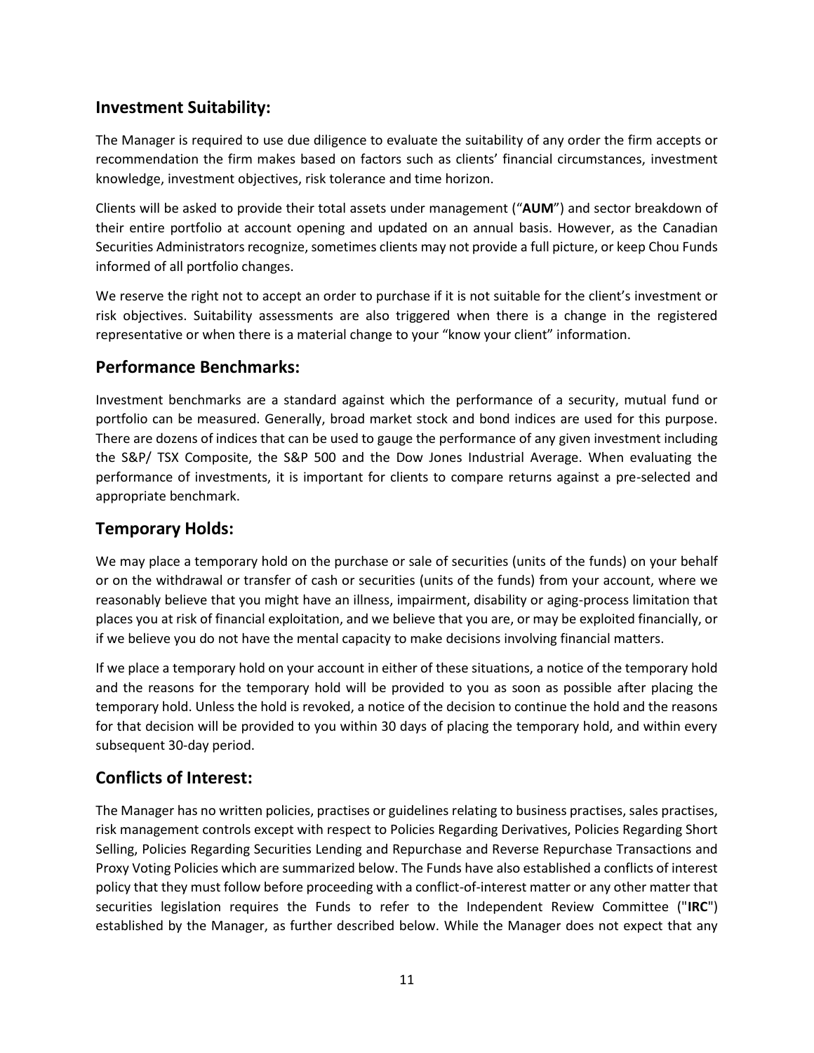## Investment Suitability:

The Manager is required to use due diligence to evaluate the suitability of any order the firm accepts or recommendation the firm makes based on factors such as clients' financial circumstances, investment knowledge, investment objectives, risk tolerance and time horizon.

Clients will be asked to provide their total assets under management ("**AUM**") and sector breakdown of their entire portfolio at account opening and updated on an annual basis. However, as the Canadian Securities Administrators recognize, sometimes clients may not provide a full picture, or keep Chou Funds informed of all portfolio changes.

We reserve the right not to accept an order to purchase if it is not suitable for the client's investment or risk objectives. Suitability assessments are also triggered when there is a change in the registered representative or when there is a material change to your "know your client" information.

## Performance Benchmarks:

Investment benchmarks are a standard against which the performance of a security, mutual fund or portfolio can be measured. Generally, broad market stock and bond indices are used for this purpose. There are dozens of indices that can be used to gauge the performance of any given investment including the S&P/ TSX Composite, the S&P 500 and the Dow Jones Industrial Average. When evaluating the performance of investments, it is important for clients to compare returns against a pre-selected and appropriate benchmark.

## Temporary Holds:

We may place a temporary hold on the purchase or sale of securities (units of the funds) on your behalf or on the withdrawal or transfer of cash or securities (units of the funds) from your account, where we reasonably believe that you might have an illness, impairment, disability or aging-process limitation that places you at risk of financial exploitation, and we believe that you are, or may be exploited financially, or if we believe you do not have the mental capacity to make decisions involving financial matters.

If we place a temporary hold on your account in either of these situations, a notice of the temporary hold and the reasons for the temporary hold will be provided to you as soon as possible after placing the temporary hold. Unless the hold is revoked, a notice of the decision to continue the hold and the reasons for that decision will be provided to you within 30 days of placing the temporary hold, and within every subsequent 30-day period.

## Conflicts of Interest:

The Manager has no written policies, practises or guidelines relating to business practises, sales practises, risk management controls except with respect to Policies Regarding Derivatives, Policies Regarding Short Selling, Policies Regarding Securities Lending and Repurchase and Reverse Repurchase Transactions and Proxy Voting Policies which are summarized below. The Funds have also established a conflicts of interest policy that they must follow before proceeding with a conflict-of-interest matter or any other matter that securities legislation requires the Funds to refer to the Independent Review Committee ("**IRC**") established by the Manager, as further described below. While the Manager does not expect that any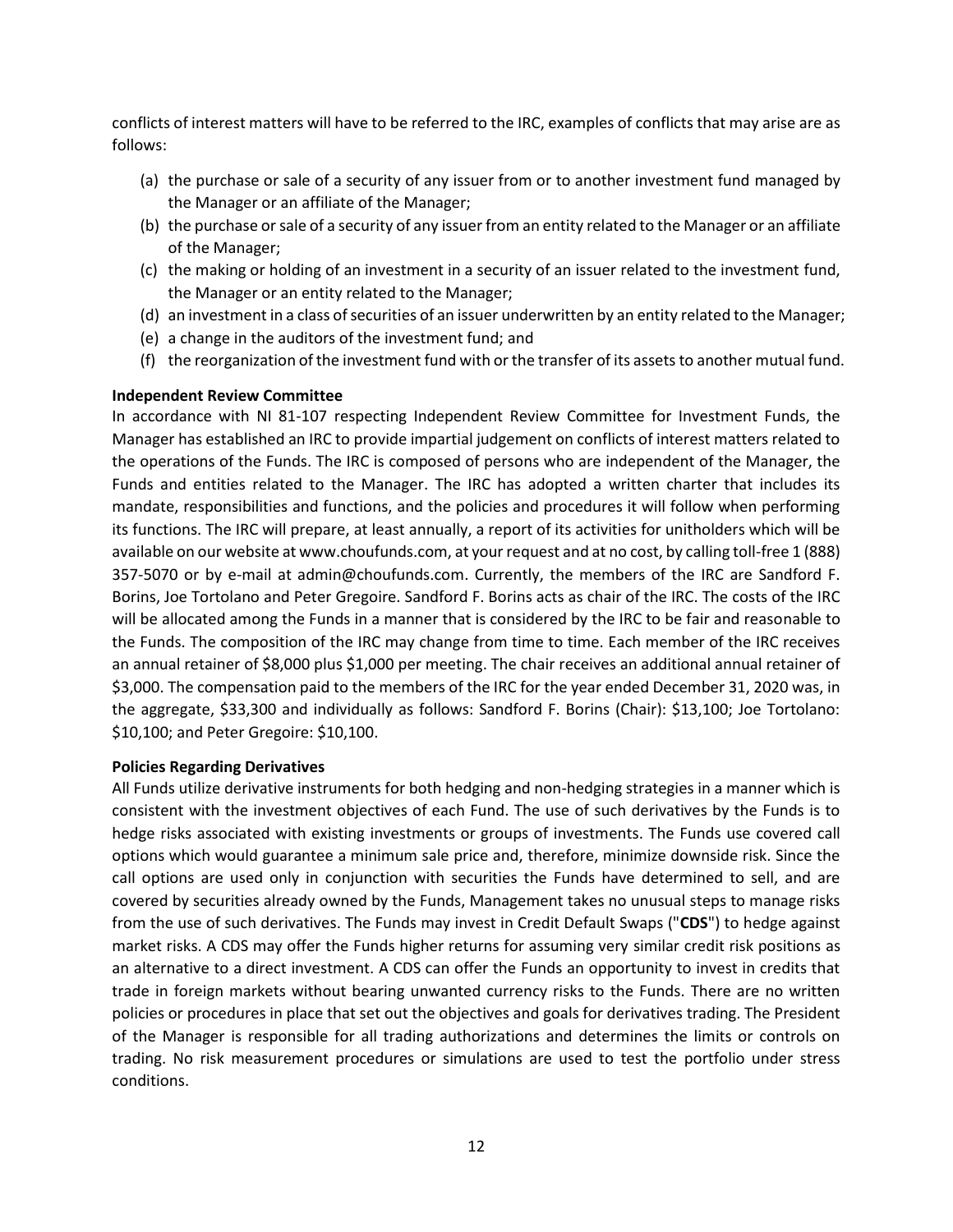conflicts of interest matters will have to be referred to the IRC, examples of conflicts that may arise are as follows:

(a) the purchase or sale of a security of any issuer from or to another investment fund managed by the Manager or an affiliate of the Manager;
(b) the purchase or sale of a security of any issuer from an entity related to the Manager or an affiliate of the Manager;
(c) the making or holding of an investment in a security of an issuer related to the investment fund, the Manager or an entity related to the Manager;
(d) an investment in a class of securities of an issuer underwritten by an entity related to the Manager;
(e) a change in the auditors of the investment fund; and
(f) the reorganization of the investment fund with or the transfer of its assets to another mutual fund.

**Independent Review Committee**

In accordance with NI 81-107 respecting Independent Review Committee for Investment Funds, the Manager has established an IRC to provide impartial judgement on conflicts of interest matters related to the operations of the Funds. The IRC is composed of persons who are independent of the Manager, the Funds and entities related to the Manager. The IRC has adopted a written charter that includes its mandate, responsibilities and functions, and the policies and procedures it will follow when performing its functions. The IRC will prepare, at least annually, a report of its activities for unitholders which will be available on our website at www.choufunds.com, at your request and at no cost, by calling toll-free 1 (888) 357-5070 or by e-mail at admin@choufunds.com. Currently, the members of the IRC are Sandford F. Borins, Joe Tortolano and Peter Gregoire. Sandford F. Borins acts as chair of the IRC. The costs of the IRC will be allocated among the Funds in a manner that is considered by the IRC to be fair and reasonable to the Funds. The composition of the IRC may change from time to time. Each member of the IRC receives an annual retainer of $8,000 plus $1,000 per meeting. The chair receives an additional annual retainer of $3,000. The compensation paid to the members of the IRC for the year ended December 31, 2020 was, in the aggregate, $33,300 and individually as follows: Sandford F. Borins (Chair): $13,100; Joe Tortolano: $10,100; and Peter Gregoire: $10,100.

**Policies Regarding Derivatives**

All Funds utilize derivative instruments for both hedging and non-hedging strategies in a manner which is consistent with the investment objectives of each Fund. The use of such derivatives by the Funds is to hedge risks associated with existing investments or groups of investments. The Funds use covered call options which would guarantee a minimum sale price and, therefore, minimize downside risk. Since the call options are used only in conjunction with securities the Funds have determined to sell, and are covered by securities already owned by the Funds, Management takes no unusual steps to manage risks from the use of such derivatives. The Funds may invest in Credit Default Swaps ("**CDS**") to hedge against market risks. A CDS may offer the Funds higher returns for assuming very similar credit risk positions as an alternative to a direct investment. A CDS can offer the Funds an opportunity to invest in credits that trade in foreign markets without bearing unwanted currency risks to the Funds. There are no written policies or procedures in place that set out the objectives and goals for derivatives trading. The President of the Manager is responsible for all trading authorizations and determines the limits or controls on trading. No risk measurement procedures or simulations are used to test the portfolio under stress conditions.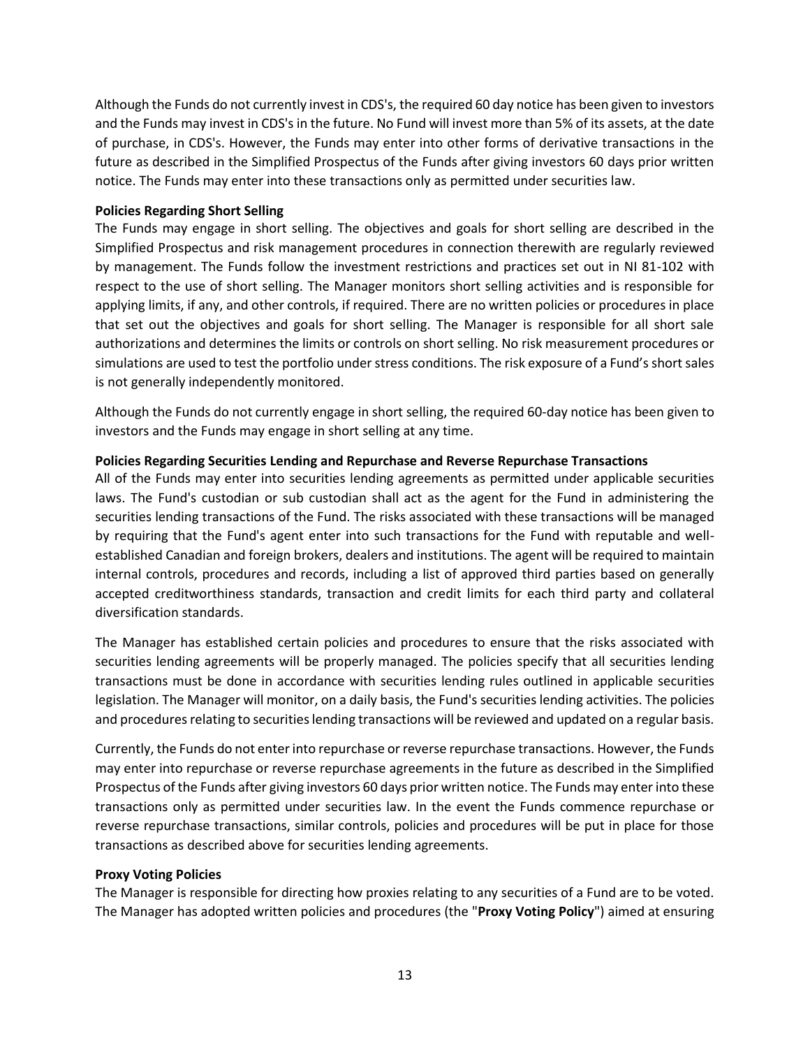Although the Funds do not currently invest in CDS's, the required 60 day notice has been given to investors and the Funds may invest in CDS's in the future. No Fund will invest more than 5% of its assets, at the date of purchase, in CDS's. However, the Funds may enter into other forms of derivative transactions in the future as described in the Simplified Prospectus of the Funds after giving investors 60 days prior written notice. The Funds may enter into these transactions only as permitted under securities law.

**Policies Regarding Short Selling**

The Funds may engage in short selling. The objectives and goals for short selling are described in the Simplified Prospectus and risk management procedures in connection therewith are regularly reviewed by management. The Funds follow the investment restrictions and practices set out in NI 81-102 with respect to the use of short selling. The Manager monitors short selling activities and is responsible for applying limits, if any, and other controls, if required. There are no written policies or procedures in place that set out the objectives and goals for short selling. The Manager is responsible for all short sale authorizations and determines the limits or controls on short selling. No risk measurement procedures or simulations are used to test the portfolio under stress conditions. The risk exposure of a Fund's short sales is not generally independently monitored.

Although the Funds do not currently engage in short selling, the required 60-day notice has been given to investors and the Funds may engage in short selling at any time.

**Policies Regarding Securities Lending and Repurchase and Reverse Repurchase Transactions**

All of the Funds may enter into securities lending agreements as permitted under applicable securities laws. The Fund's custodian or sub custodian shall act as the agent for the Fund in administering the securities lending transactions of the Fund. The risks associated with these transactions will be managed by requiring that the Fund's agent enter into such transactions for the Fund with reputable and well-established Canadian and foreign brokers, dealers and institutions. The agent will be required to maintain internal controls, procedures and records, including a list of approved third parties based on generally accepted creditworthiness standards, transaction and credit limits for each third party and collateral diversification standards.

The Manager has established certain policies and procedures to ensure that the risks associated with securities lending agreements will be properly managed. The policies specify that all securities lending transactions must be done in accordance with securities lending rules outlined in applicable securities legislation. The Manager will monitor, on a daily basis, the Fund's securities lending activities. The policies and procedures relating to securities lending transactions will be reviewed and updated on a regular basis.

Currently, the Funds do not enter into repurchase or reverse repurchase transactions. However, the Funds may enter into repurchase or reverse repurchase agreements in the future as described in the Simplified Prospectus of the Funds after giving investors 60 days prior written notice. The Funds may enter into these transactions only as permitted under securities law. In the event the Funds commence repurchase or reverse repurchase transactions, similar controls, policies and procedures will be put in place for those transactions as described above for securities lending agreements.

**Proxy Voting Policies**

The Manager is responsible for directing how proxies relating to any securities of a Fund are to be voted. The Manager has adopted written policies and procedures (the "**Proxy Voting Policy**") aimed at ensuring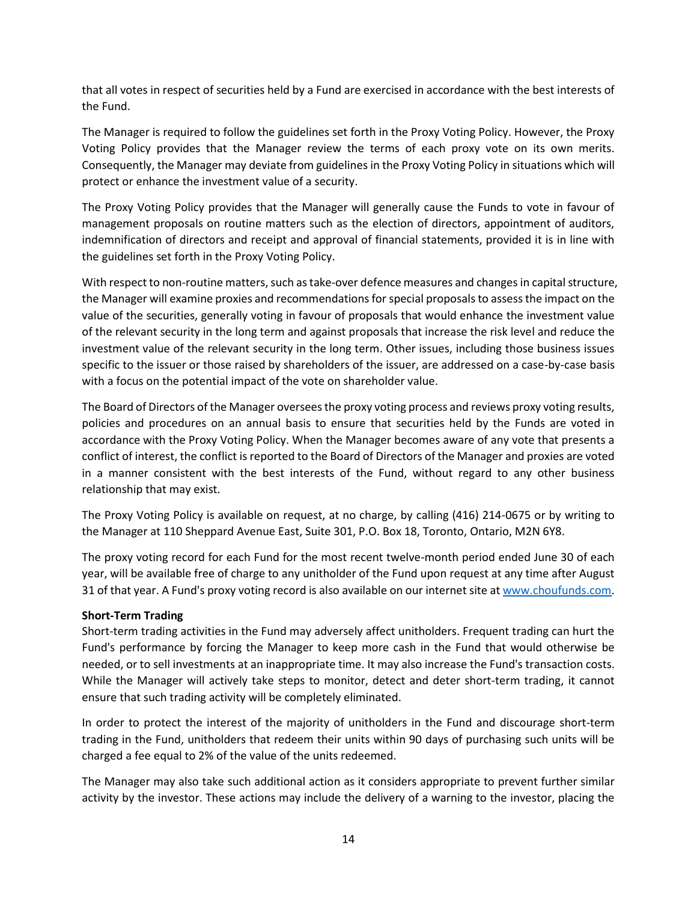that all votes in respect of securities held by a Fund are exercised in accordance with the best interests of the Fund.

The Manager is required to follow the guidelines set forth in the Proxy Voting Policy. However, the Proxy Voting Policy provides that the Manager review the terms of each proxy vote on its own merits. Consequently, the Manager may deviate from guidelines in the Proxy Voting Policy in situations which will protect or enhance the investment value of a security.

The Proxy Voting Policy provides that the Manager will generally cause the Funds to vote in favour of management proposals on routine matters such as the election of directors, appointment of auditors, indemnification of directors and receipt and approval of financial statements, provided it is in line with the guidelines set forth in the Proxy Voting Policy.

With respect to non-routine matters, such as take-over defence measures and changes in capital structure, the Manager will examine proxies and recommendations for special proposals to assess the impact on the value of the securities, generally voting in favour of proposals that would enhance the investment value of the relevant security in the long term and against proposals that increase the risk level and reduce the investment value of the relevant security in the long term. Other issues, including those business issues specific to the issuer or those raised by shareholders of the issuer, are addressed on a case-by-case basis with a focus on the potential impact of the vote on shareholder value.

The Board of Directors of the Manager oversees the proxy voting process and reviews proxy voting results, policies and procedures on an annual basis to ensure that securities held by the Funds are voted in accordance with the Proxy Voting Policy. When the Manager becomes aware of any vote that presents a conflict of interest, the conflict is reported to the Board of Directors of the Manager and proxies are voted in a manner consistent with the best interests of the Fund, without regard to any other business relationship that may exist.

The Proxy Voting Policy is available on request, at no charge, by calling (416) 214-0675 or by writing to the Manager at 110 Sheppard Avenue East, Suite 301, P.O. Box 18, Toronto, Ontario, M2N 6Y8.

The proxy voting record for each Fund for the most recent twelve-month period ended June 30 of each year, will be available free of charge to any unitholder of the Fund upon request at any time after August 31 of that year. A Fund's proxy voting record is also available on our internet site at www.choufunds.com.

**Short-Term Trading**

Short-term trading activities in the Fund may adversely affect unitholders. Frequent trading can hurt the Fund's performance by forcing the Manager to keep more cash in the Fund that would otherwise be needed, or to sell investments at an inappropriate time. It may also increase the Fund's transaction costs. While the Manager will actively take steps to monitor, detect and deter short-term trading, it cannot ensure that such trading activity will be completely eliminated.

In order to protect the interest of the majority of unitholders in the Fund and discourage short-term trading in the Fund, unitholders that redeem their units within 90 days of purchasing such units will be charged a fee equal to 2% of the value of the units redeemed.

The Manager may also take such additional action as it considers appropriate to prevent further similar activity by the investor. These actions may include the delivery of a warning to the investor, placing the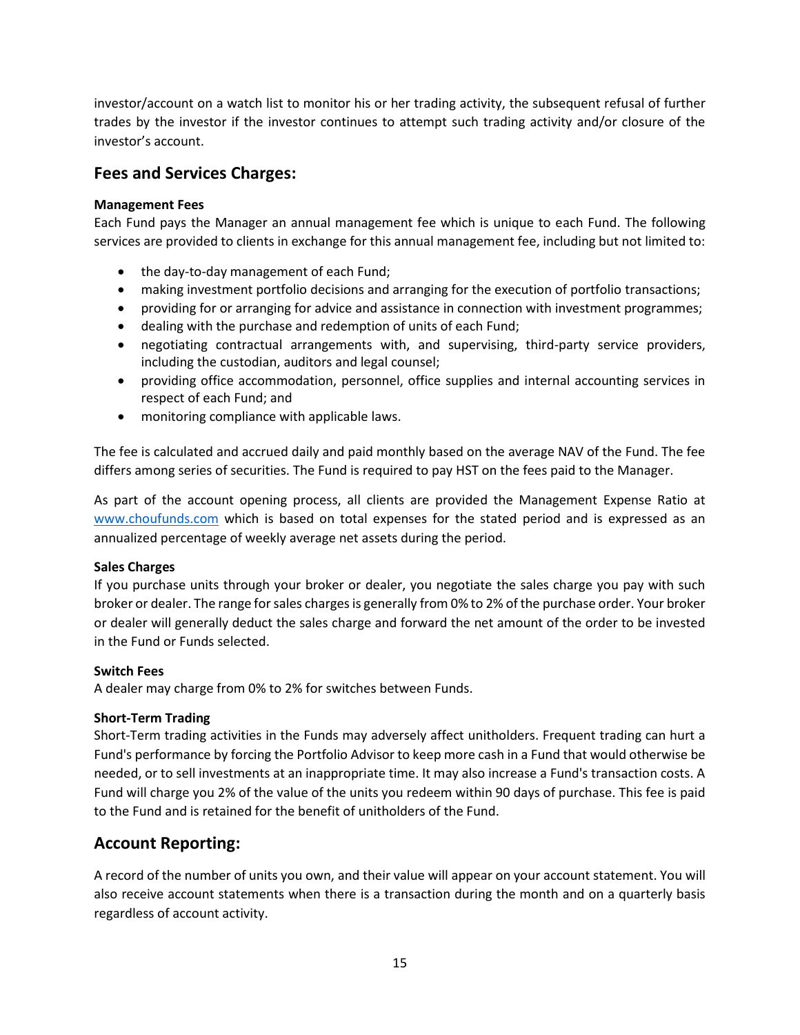investor/account on a watch list to monitor his or her trading activity, the subsequent refusal of further trades by the investor if the investor continues to attempt such trading activity and/or closure of the investor's account.

## Fees and Services Charges:

**Management Fees**

Each Fund pays the Manager an annual management fee which is unique to each Fund. The following services are provided to clients in exchange for this annual management fee, including but not limited to:

- the day-to-day management of each Fund;
- making investment portfolio decisions and arranging for the execution of portfolio transactions;
- providing for or arranging for advice and assistance in connection with investment programmes;
- dealing with the purchase and redemption of units of each Fund;
- negotiating contractual arrangements with, and supervising, third-party service providers, including the custodian, auditors and legal counsel;
- providing office accommodation, personnel, office supplies and internal accounting services in respect of each Fund; and
- monitoring compliance with applicable laws.

The fee is calculated and accrued daily and paid monthly based on the average NAV of the Fund. The fee differs among series of securities. The Fund is required to pay HST on the fees paid to the Manager.

As part of the account opening process, all clients are provided the Management Expense Ratio at [www.choufunds.com](www.choufunds.com) which is based on total expenses for the stated period and is expressed as an annualized percentage of weekly average net assets during the period.

**Sales Charges**

If you purchase units through your broker or dealer, you negotiate the sales charge you pay with such broker or dealer. The range for sales charges is generally from 0% to 2% of the purchase order. Your broker or dealer will generally deduct the sales charge and forward the net amount of the order to be invested in the Fund or Funds selected.

**Switch Fees**

A dealer may charge from 0% to 2% for switches between Funds.

**Short-Term Trading**

Short-Term trading activities in the Funds may adversely affect unitholders. Frequent trading can hurt a Fund's performance by forcing the Portfolio Advisor to keep more cash in a Fund that would otherwise be needed, or to sell investments at an inappropriate time. It may also increase a Fund's transaction costs. A Fund will charge you 2% of the value of the units you redeem within 90 days of purchase. This fee is paid to the Fund and is retained for the benefit of unitholders of the Fund.

## Account Reporting:

A record of the number of units you own, and their value will appear on your account statement. You will also receive account statements when there is a transaction during the month and on a quarterly basis regardless of account activity.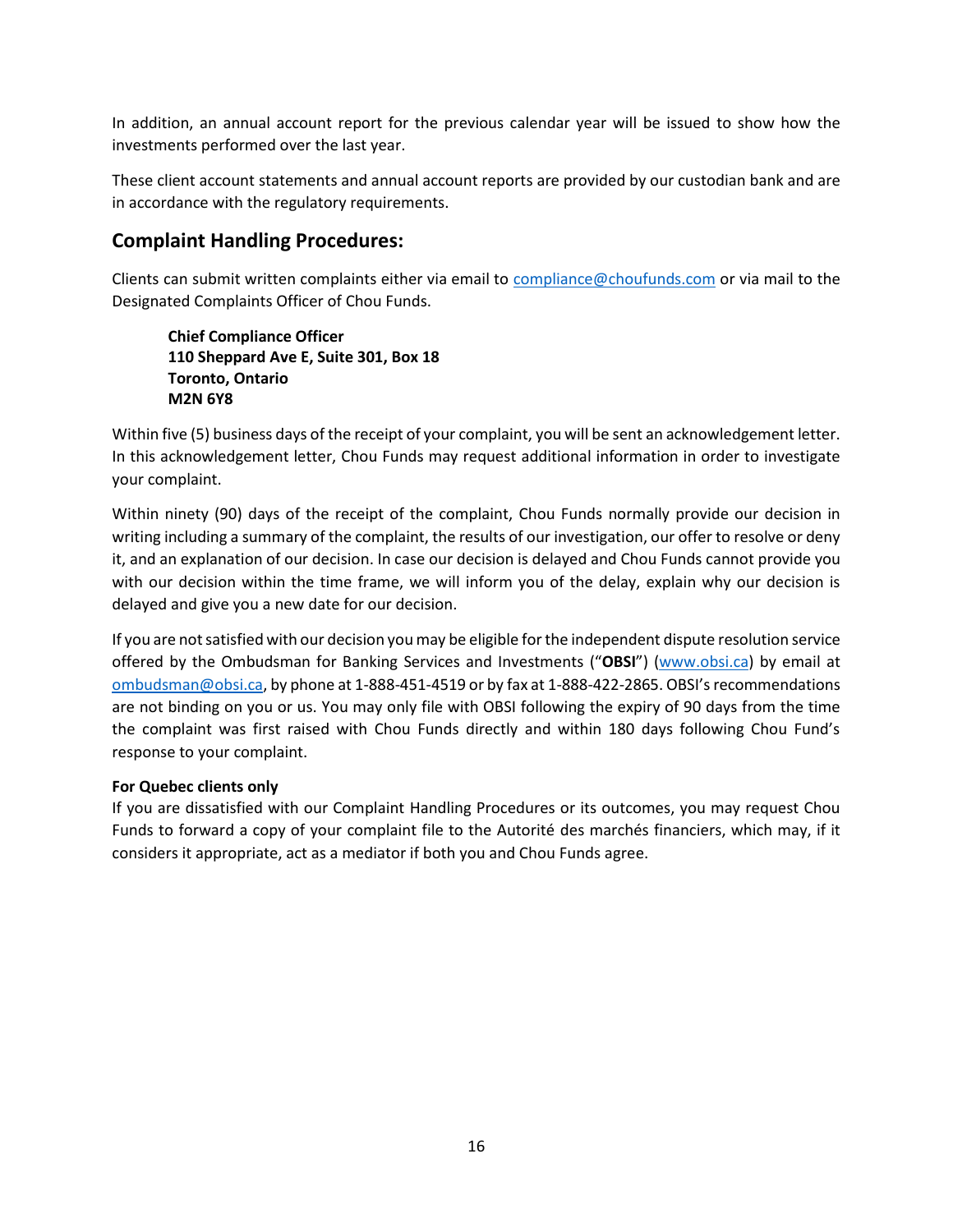In addition, an annual account report for the previous calendar year will be issued to show how the investments performed over the last year.

These client account statements and annual account reports are provided by our custodian bank and are in accordance with the regulatory requirements.

## Complaint Handling Procedures:

Clients can submit written complaints either via email to compliance@choufunds.com or via mail to the Designated Complaints Officer of Chou Funds.

> **Chief Compliance Officer**
> **110 Sheppard Ave E, Suite 301, Box 18**
> **Toronto, Ontario**
> **M2N 6Y8**

Within five (5) business days of the receipt of your complaint, you will be sent an acknowledgement letter. In this acknowledgement letter, Chou Funds may request additional information in order to investigate your complaint.

Within ninety (90) days of the receipt of the complaint, Chou Funds normally provide our decision in writing including a summary of the complaint, the results of our investigation, our offer to resolve or deny it, and an explanation of our decision. In case our decision is delayed and Chou Funds cannot provide you with our decision within the time frame, we will inform you of the delay, explain why our decision is delayed and give you a new date for our decision.

If you are not satisfied with our decision you may be eligible for the independent dispute resolution service offered by the Ombudsman for Banking Services and Investments ("**OBSI**") (www.obsi.ca) by email at ombudsman@obsi.ca, by phone at 1-888-451-4519 or by fax at 1-888-422-2865. OBSI's recommendations are not binding on you or us. You may only file with OBSI following the expiry of 90 days from the time the complaint was first raised with Chou Funds directly and within 180 days following Chou Fund's response to your complaint.

**For Quebec clients only**

If you are dissatisfied with our Complaint Handling Procedures or its outcomes, you may request Chou Funds to forward a copy of your complaint file to the Autorité des marchés financiers, which may, if it considers it appropriate, act as a mediator if both you and Chou Funds agree.